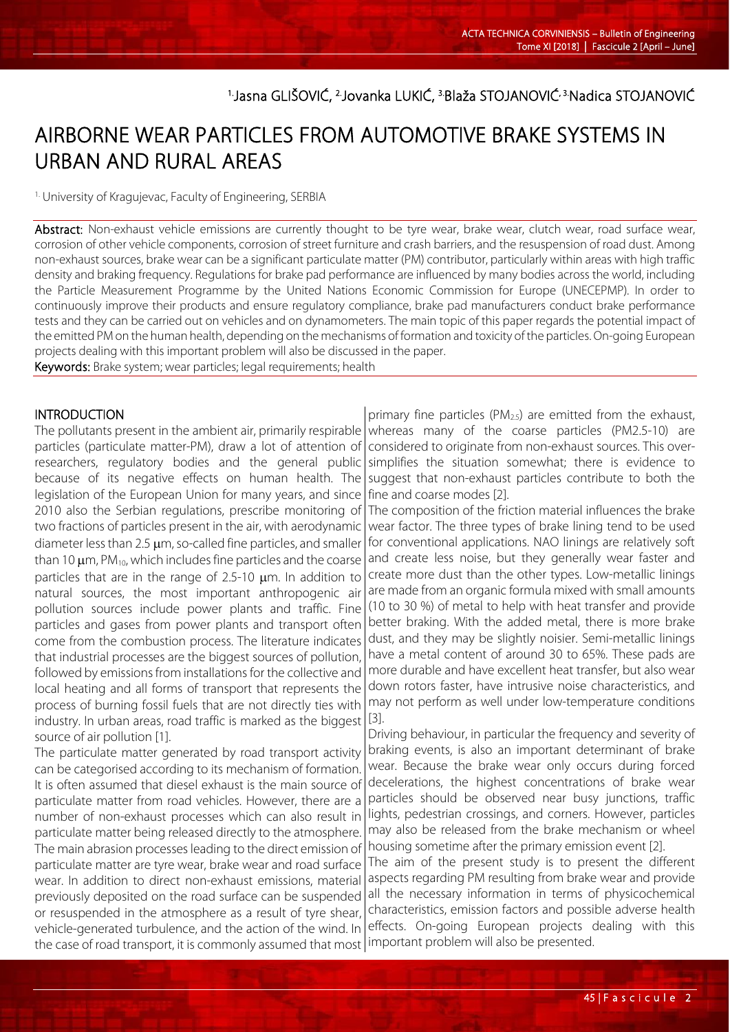[1.]Jasna GLIŠOVIĆ, [2.]Jovanka LUKIĆ, [3.]Blaža STOJANOVIĆ, [3.]Nadica STOJANOVIĆ

# AIRBORNE WEAR PARTICLES FROM AUTOMOTIVE BRAKE SYSTEMS IN URBAN AND RURAL AREAS

[1.] University of Kragujevac, Faculty of Engineering, SERBIA

**Abstract:** Non-exhaust vehicle emissions are currently thought to be tyre wear, brake wear, clutch wear, road surface wear, corrosion of other vehicle components, corrosion of street furniture and crash barriers, and the resuspension of road dust. Among non-exhaust sources, brake wear can be a significant particulate matter (PM) contributor, particularly within areas with high traffic density and braking frequency. Regulations for brake pad performance are influenced by many bodies across the world, including the Particle Measurement Programme by the United Nations Economic Commission for Europe (UNECEPMP). In order to continuously improve their products and ensure regulatory compliance, brake pad manufacturers conduct brake performance tests and they can be carried out on vehicles and on dynamometers. The main topic of this paper regards the potential impact of the emitted PM on the human health, depending on the mechanisms of formation and toxicity of the particles. On-going European projects dealing with this important problem will also be discussed in the paper.

**Keywords:** Brake system; wear particles; legal requirements; health

## INTRODUCTION

The pollutants present in the ambient air, primarily respirable particles (particulate matter-PM), draw a lot of attention of researchers, regulatory bodies and the general public because of its negative effects on human health. The legislation of the European Union for many years, and since 2010 also the Serbian regulations, prescribe monitoring of two fractions of particles present in the air, with aerodynamic diameter less than 2.5 μm, so-called fine particles, and smaller than 10 μm, $PM_{10}$, which includes fine particles and the coarse particles that are in the range of 2.5-10 μm. In addition to natural sources, the most important anthropogenic air pollution sources include power plants and traffic. Fine particles and gases from power plants and transport often come from the combustion process. The literature indicates that industrial processes are the biggest sources of pollution, followed by emissions from installations for the collective and local heating and all forms of transport that represents the process of burning fossil fuels that are not directly ties with industry. In urban areas, road traffic is marked as the biggest source of air pollution [1].

The particulate matter generated by road transport activity can be categorised according to its mechanism of formation. It is often assumed that diesel exhaust is the main source of particulate matter from road vehicles. However, there are a number of non-exhaust processes which can also result in particulate matter being released directly to the atmosphere. The main abrasion processes leading to the direct emission of particulate matter are tyre wear, brake wear and road surface wear. In addition to direct non-exhaust emissions, material previously deposited on the road surface can be suspended or resuspended in the atmosphere as a result of tyre shear, vehicle-generated turbulence, and the action of the wind. In the case of road transport, it is commonly assumed that most primary fine particles ($PM_{2.5}$) are emitted from the exhaust, whereas many of the coarse particles (PM2.5-10) are considered to originate from non-exhaust sources. This over-simplifies the situation somewhat; there is evidence to suggest that non-exhaust particles contribute to both the fine and coarse modes [2].

The composition of the friction material influences the brake wear factor. The three types of brake lining tend to be used for conventional applications. NAO linings are relatively soft and create less noise, but they generally wear faster and create more dust than the other types. Low-metallic linings are made from an organic formula mixed with small amounts (10 to 30 %) of metal to help with heat transfer and provide better braking. With the added metal, there is more brake dust, and they may be slightly noisier. Semi-metallic linings have a metal content of around 30 to 65%. These pads are more durable and have excellent heat transfer, but also wear down rotors faster, have intrusive noise characteristics, and may not perform as well under low-temperature conditions [3].

Driving behaviour, in particular the frequency and severity of braking events, is also an important determinant of brake wear. Because the brake wear only occurs during forced decelerations, the highest concentrations of brake wear particles should be observed near busy junctions, traffic lights, pedestrian crossings, and corners. However, particles may also be released from the brake mechanism or wheel housing sometime after the primary emission event [2].

The aim of the present study is to present the different aspects regarding PM resulting from brake wear and provide all the necessary information in terms of physicochemical characteristics, emission factors and possible adverse health effects. On-going European projects dealing with this important problem will also be presented.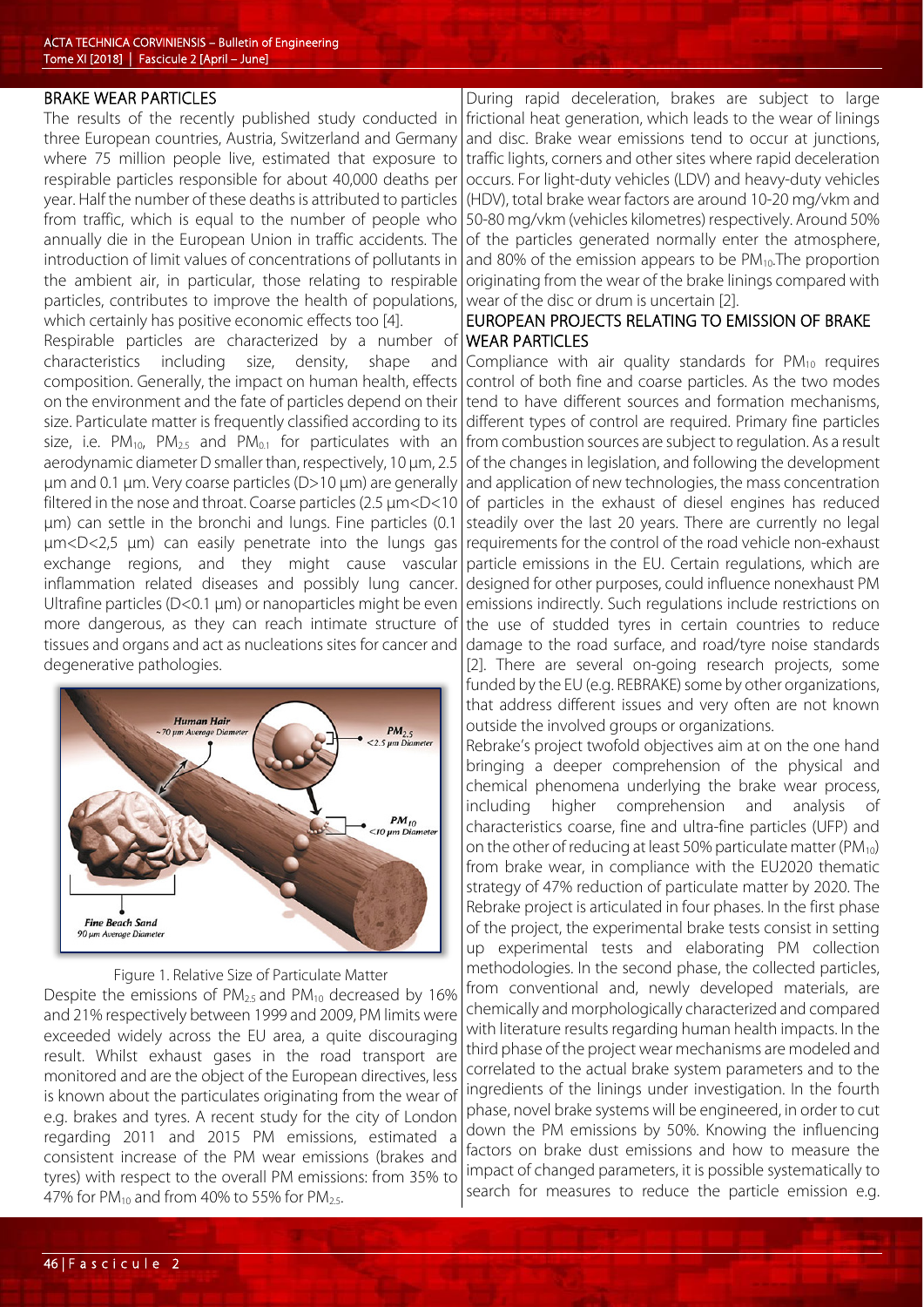## BRAKE WEAR PARTICLES

The results of the recently published study conducted in three European countries, Austria, Switzerland and Germany where 75 million people live, estimated that exposure to respirable particles responsible for about 40,000 deaths per year. Half the number of these deaths is attributed to particles from traffic, which is equal to the number of people who annually die in the European Union in traffic accidents. The introduction of limit values of concentrations of pollutants in the ambient air, in particular, those relating to respirable particles, contributes to improve the health of populations, which certainly has positive economic effects too [4].

Respirable particles are characterized by a number of characteristics including size, density, shape and composition. Generally, the impact on human health, effects on the environment and the fate of particles depend on their size. Particulate matter is frequently classified according to its size, i.e. $PM_{10}$, $PM_{2.5}$ and $PM_{0.1}$ for particulates with an aerodynamic diameter D smaller than, respectively, 10 µm, 2.5 µm and 0.1 µm. Very coarse particles (D>10 µm) are generally filtered in the nose and throat. Coarse particles (2.5 µm<D<10 µm) can settle in the bronchi and lungs. Fine particles (0.1 µm<D<2,5 µm) can easily penetrate into the lungs gas exchange regions, and they might cause vascular inflammation related diseases and possibly lung cancer. Ultrafine particles (D<0.1 µm) or nanoparticles might be even more dangerous, as they can reach intimate structure of tissues and organs and act as nucleations sites for cancer and degenerative pathologies.

Figure 1. Relative Size of Particulate Matter

Despite the emissions of $PM_{2.5}$ and $PM_{10}$ decreased by 16% and 21% respectively between 1999 and 2009, PM limits were exceeded widely across the EU area, a quite discouraging result. Whilst exhaust gases in the road transport are monitored and are the object of the European directives, less is known about the particulates originating from the wear of e.g. brakes and tyres. A recent study for the city of London regarding 2011 and 2015 PM emissions, estimated a consistent increase of the PM wear emissions (brakes and tyres) with respect to the overall PM emissions: from 35% to 47% for $PM_{10}$ and from 40% to 55% for $PM_{2.5}$.

During rapid deceleration, brakes are subject to large frictional heat generation, which leads to the wear of linings and disc. Brake wear emissions tend to occur at junctions, traffic lights, corners and other sites where rapid deceleration occurs. For light-duty vehicles (LDV) and heavy-duty vehicles (HDV), total brake wear factors are around 10-20 mg/vkm and 50-80 mg/vkm (vehicles kilometres) respectively. Around 50% of the particles generated normally enter the atmosphere, and 80% of the emission appears to be $PM_{10}$.The proportion originating from the wear of the brake linings compared with wear of the disc or drum is uncertain [2].

## EUROPEAN PROJECTS RELATING TO EMISSION OF BRAKE WEAR PARTICLES

Compliance with air quality standards for $PM_{10}$ requires control of both fine and coarse particles. As the two modes tend to have different sources and formation mechanisms, different types of control are required. Primary fine particles from combustion sources are subject to regulation. As a result of the changes in legislation, and following the development and application of new technologies, the mass concentration of particles in the exhaust of diesel engines has reduced steadily over the last 20 years. There are currently no legal requirements for the control of the road vehicle non-exhaust particle emissions in the EU. Certain regulations, which are designed for other purposes, could influence nonexhaust PM emissions indirectly. Such regulations include restrictions on the use of studded tyres in certain countries to reduce damage to the road surface, and road/tyre noise standards [2]. There are several on-going research projects, some funded by the EU (e.g. REBRAKE) some by other organizations, that address different issues and very often are not known outside the involved groups or organizations.

Rebrake's project twofold objectives aim at on the one hand bringing a deeper comprehension of the physical and chemical phenomena underlying the brake wear process, including higher comprehension and analysis of characteristics coarse, fine and ultra-fine particles (UFP) and on the other of reducing at least 50% particulate matter ($PM_{10}$) from brake wear, in compliance with the EU2020 thematic strategy of 47% reduction of particulate matter by 2020. The Rebrake project is articulated in four phases. In the first phase of the project, the experimental brake tests consist in setting up experimental tests and elaborating PM collection methodologies. In the second phase, the collected particles, from conventional and, newly developed materials, are chemically and morphologically characterized and compared with literature results regarding human health impacts. In the third phase of the project wear mechanisms are modeled and correlated to the actual brake system parameters and to the ingredients of the linings under investigation. In the fourth phase, novel brake systems will be engineered, in order to cut down the PM emissions by 50%. Knowing the influencing factors on brake dust emissions and how to measure the impact of changed parameters, it is possible systematically to search for measures to reduce the particle emission e.g.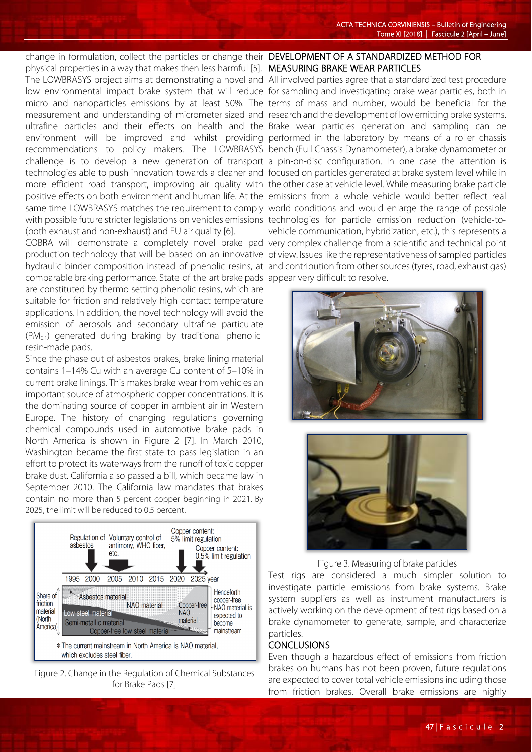change in formulation, collect the particles or change their physical properties in a way that makes then less harmful [5]. The LOWBRASYS project aims at demonstrating a novel and low environmental impact brake system that will reduce micro and nanoparticles emissions by at least 50%. The measurement and understanding of micrometer-sized and ultrafine particles and their effects on health and the environment will be improved and whilst providing recommendations to policy makers. The LOWBRASYS challenge is to develop a new generation of transport technologies able to push innovation towards a cleaner and more efficient road transport, improving air quality with positive effects on both environment and human life. At the same time LOWBRASYS matches the requirement to comply with possible future stricter legislations on vehicles emissions (both exhaust and non-exhaust) and EU air quality [6].

COBRA will demonstrate a completely novel brake pad production technology that will be based on an innovative hydraulic binder composition instead of phenolic resins, at comparable braking performance. State-of-the-art brake pads are constituted by thermo setting phenolic resins, which are suitable for friction and relatively high contact temperature applications. In addition, the novel technology will avoid the emission of aerosols and secondary ultrafine particulate ($PM_{0.1}$) generated during braking by traditional phenolic-resin-made pads.

Since the phase out of asbestos brakes, brake lining material contains 1–14% Cu with an average Cu content of 5–10% in current brake linings. This makes brake wear from vehicles an important source of atmospheric copper concentrations. It is the dominating source of copper in ambient air in Western Europe. The history of changing regulations governing chemical compounds used in automotive brake pads in North America is shown in Figure 2 [7]. In March 2010, Washington became the first state to pass legislation in an effort to protect its waterways from the runoff of toxic copper brake dust. California also passed a bill, which became law in September 2010. The California law mandates that brakes contain no more than 5 percent copper beginning in 2021. By 2025, the limit will be reduced to 0.5 percent.

Figure 2. Change in the Regulation of Chemical Substances for Brake Pads [7]

## DEVELOPMENT OF A STANDARDIZED METHOD FOR MEASURING BRAKE WEAR PARTICLES

All involved parties agree that a standardized test procedure for sampling and investigating brake wear particles, both in terms of mass and number, would be beneficial for the research and the development of low emitting brake systems. Brake wear particles generation and sampling can be performed in the laboratory by means of a roller chassis bench (Full Chassis Dynamometer), a brake dynamometer or a pin-on-disc configuration. In one case the attention is focused on particles generated at brake system level while in the other case at vehicle level. While measuring brake particle emissions from a whole vehicle would better reflect real world conditions and would enlarge the range of possible technologies for particle emission reduction (vehicle-to-vehicle communication, hybridization, etc.), this represents a very complex challenge from a scientific and technical point of view. Issues like the representativeness of sampled particles and contribution from other sources (tyres, road, exhaust gas) appear very difficult to resolve.

Figure 3. Measuring of brake particles

Test rigs are considered a much simpler solution to investigate particle emissions from brake systems. Brake system suppliers as well as instrument manufacturers is actively working on the development of test rigs based on a brake dynamometer to generate, sample, and characterize particles.

## CONCLUSIONS

Even though a hazardous effect of emissions from friction brakes on humans has not been proven, future regulations are expected to cover total vehicle emissions including those from friction brakes. Overall brake emissions are highly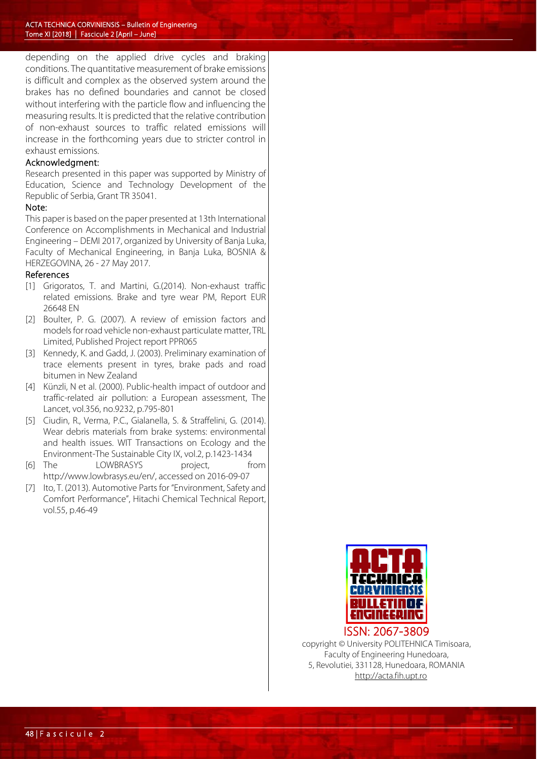depending on the applied drive cycles and braking conditions. The quantitative measurement of brake emissions is difficult and complex as the observed system around the brakes has no defined boundaries and cannot be closed without interfering with the particle flow and influencing the measuring results. It is predicted that the relative contribution of non-exhaust sources to traffic related emissions will increase in the forthcoming years due to stricter control in exhaust emissions.

### Acknowledgment:

Research presented in this paper was supported by Ministry of Education, Science and Technology Development of the Republic of Serbia, Grant TR 35041.

### Note:

This paper is based on the paper presented at 13th International Conference on Accomplishments in Mechanical and Industrial Engineering – DEMI 2017, organized by University of Banja Luka, Faculty of Mechanical Engineering, in Banja Luka, BOSNIA & HERZEGOVINA, 26 - 27 May 2017.

### References

[1] Grigoratos, T. and Martini, G.(2014). Non-exhaust traffic related emissions. Brake and tyre wear PM, Report EUR 26648 EN

[2] Boulter, P. G. (2007). A review of emission factors and models for road vehicle non-exhaust particulate matter, TRL Limited, Published Project report PPR065

[3] Kennedy, K. and Gadd, J. (2003). Preliminary examination of trace elements present in tyres, brake pads and road bitumen in New Zealand

[4] Künzli, N et al. (2000). Public-health impact of outdoor and traffic-related air pollution: a European assessment, The Lancet, vol.356, no.9232, p.795-801

[5] Ciudin, R., Verma, P.C., Gialanella, S. & Straffelini, G. (2014). Wear debris materials from brake systems: environmental and health issues. WIT Transactions on Ecology and the Environment-The Sustainable City IX, vol.2, p.1423-1434

[6] The LOWBRASYS project, from http://www.lowbrasys.eu/en/, accessed on 2016-09-07

[7] Ito, T. (2013). Automotive Parts for "Environment, Safety and Comfort Performance", Hitachi Chemical Technical Report, vol.55, p.46-49

ISSN: 2067-3809
copyright © University POLITEHNICA Timisoara, Faculty of Engineering Hunedoara, 5, Revolutiei, 331128, Hunedoara, ROMANIA
http://acta.fih.upt.ro